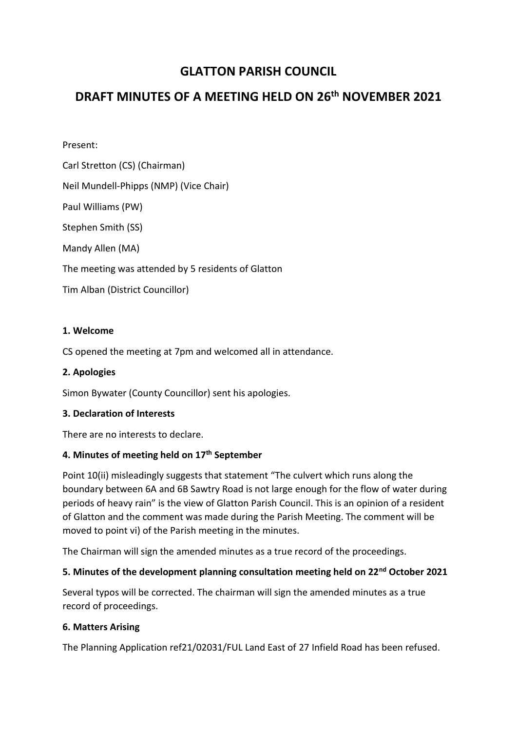# GLATTON PARISH COUNCIL

# DRAFT MINUTES OF A MEETING HELD ON 26th NOVEMBER 2021

Present:

Carl Stretton (CS) (Chairman)

Neil Mundell-Phipps (NMP) (Vice Chair)

Paul Williams (PW)

Stephen Smith (SS)

Mandy Allen (MA)

The meeting was attended by 5 residents of Glatton

Tim Alban (District Councillor)

### 1. Welcome

CS opened the meeting at 7pm and welcomed all in attendance.

### 2. Apologies

Simon Bywater (County Councillor) sent his apologies.

### 3. Declaration of Interests

There are no interests to declare.

### 4. Minutes of meeting held on 17th September

Point 10(ii) misleadingly suggests that statement "The culvert which runs along the boundary between 6A and 6B Sawtry Road is not large enough for the flow of water during periods of heavy rain" is the view of Glatton Parish Council. This is an opinion of a resident of Glatton and the comment was made during the Parish Meeting. The comment will be moved to point vi) of the Parish meeting in the minutes.

The Chairman will sign the amended minutes as a true record of the proceedings.

### 5. Minutes of the development planning consultation meeting held on 22nd October 2021

Several typos will be corrected. The chairman will sign the amended minutes as a true record of proceedings.

### 6. Matters Arising

The Planning Application ref21/02031/FUL Land East of 27 Infield Road has been refused.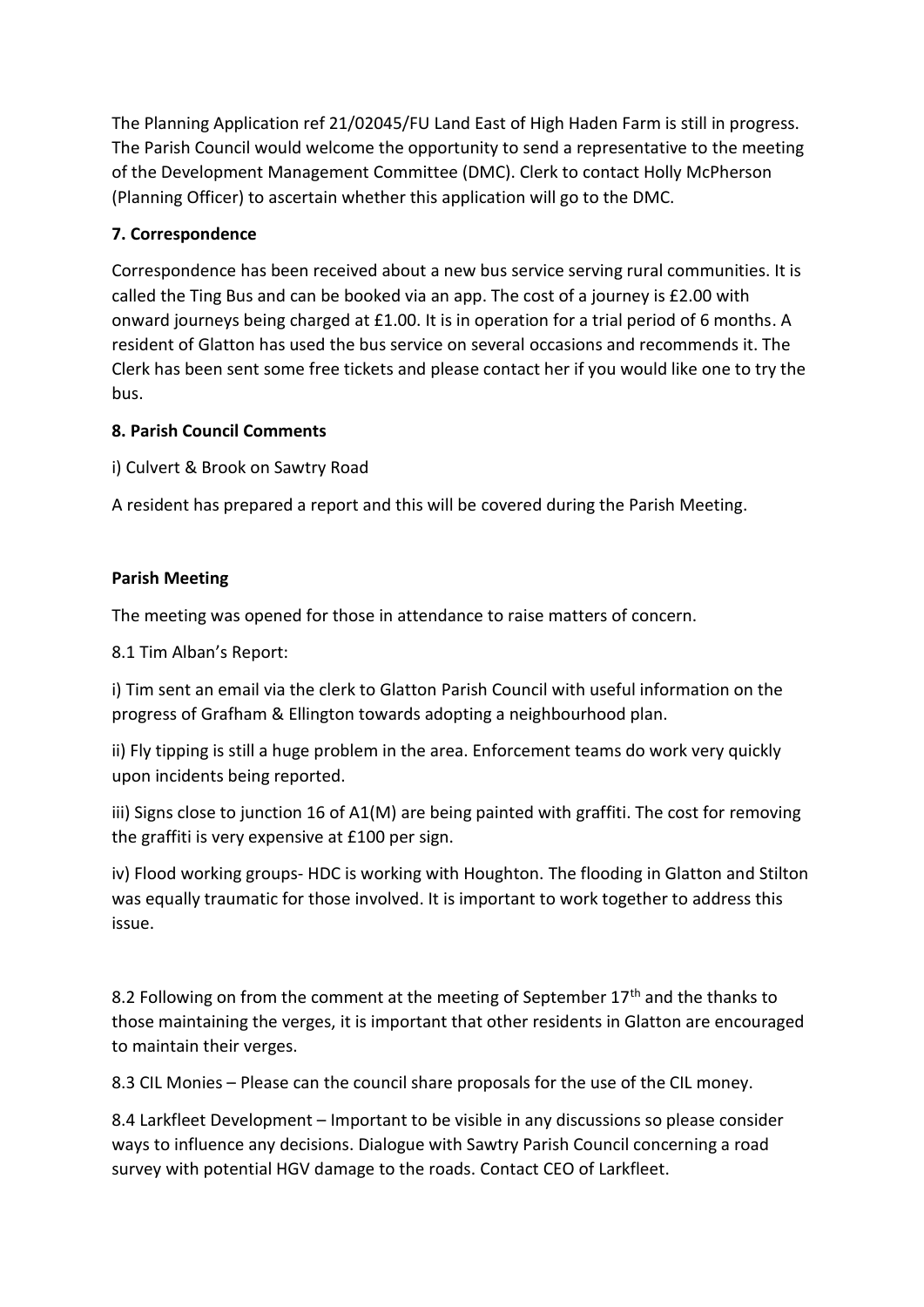The Planning Application ref 21/02045/FU Land East of High Haden Farm is still in progress. The Parish Council would welcome the opportunity to send a representative to the meeting of the Development Management Committee (DMC). Clerk to contact Holly McPherson (Planning Officer) to ascertain whether this application will go to the DMC.

**7. Correspondence**

Correspondence has been received about a new bus service serving rural communities. It is called the Ting Bus and can be booked via an app. The cost of a journey is £2.00 with onward journeys being charged at £1.00. It is in operation for a trial period of 6 months. A resident of Glatton has used the bus service on several occasions and recommends it. The Clerk has been sent some free tickets and please contact her if you would like one to try the bus.

**8. Parish Council Comments**

i) Culvert & Brook on Sawtry Road

A resident has prepared a report and this will be covered during the Parish Meeting.

**Parish Meeting**

The meeting was opened for those in attendance to raise matters of concern.

8.1 Tim Alban's Report:

i) Tim sent an email via the clerk to Glatton Parish Council with useful information on the progress of Grafham & Ellington towards adopting a neighbourhood plan.

ii) Fly tipping is still a huge problem in the area. Enforcement teams do work very quickly upon incidents being reported.

iii) Signs close to junction 16 of A1(M) are being painted with graffiti. The cost for removing the graffiti is very expensive at £100 per sign.

iv) Flood working groups- HDC is working with Houghton. The flooding in Glatton and Stilton was equally traumatic for those involved. It is important to work together to address this issue.

8.2 Following on from the comment at the meeting of September 17th and the thanks to those maintaining the verges, it is important that other residents in Glatton are encouraged to maintain their verges.

8.3 CIL Monies – Please can the council share proposals for the use of the CIL money.

8.4 Larkfleet Development – Important to be visible in any discussions so please consider ways to influence any decisions. Dialogue with Sawtry Parish Council concerning a road survey with potential HGV damage to the roads. Contact CEO of Larkfleet.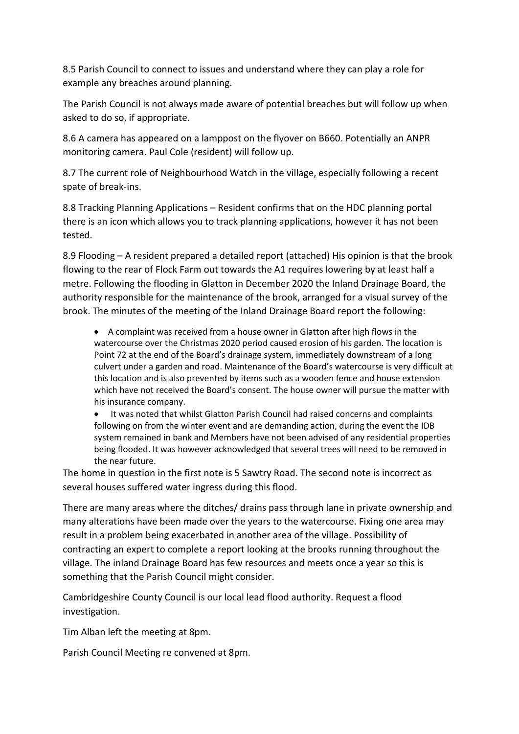8.5 Parish Council to connect to issues and understand where they can play a role for example any breaches around planning.

The Parish Council is not always made aware of potential breaches but will follow up when asked to do so, if appropriate.

8.6 A camera has appeared on a lamppost on the flyover on B660. Potentially an ANPR monitoring camera. Paul Cole (resident) will follow up.

8.7 The current role of Neighbourhood Watch in the village, especially following a recent spate of break-ins.

8.8 Tracking Planning Applications – Resident confirms that on the HDC planning portal there is an icon which allows you to track planning applications, however it has not been tested.

8.9 Flooding – A resident prepared a detailed report (attached) His opinion is that the brook flowing to the rear of Flock Farm out towards the A1 requires lowering by at least half a metre. Following the flooding in Glatton in December 2020 the Inland Drainage Board, the authority responsible for the maintenance of the brook, arranged for a visual survey of the brook. The minutes of the meeting of the Inland Drainage Board report the following:

- A complaint was received from a house owner in Glatton after high flows in the watercourse over the Christmas 2020 period caused erosion of his garden. The location is Point 72 at the end of the Board's drainage system, immediately downstream of a long culvert under a garden and road. Maintenance of the Board's watercourse is very difficult at this location and is also prevented by items such as a wooden fence and house extension which have not received the Board's consent. The house owner will pursue the matter with his insurance company.
- It was noted that whilst Glatton Parish Council had raised concerns and complaints following on from the winter event and are demanding action, during the event the IDB system remained in bank and Members have not been advised of any residential properties being flooded. It was however acknowledged that several trees will need to be removed in the near future.

The home in question in the first note is 5 Sawtry Road. The second note is incorrect as several houses suffered water ingress during this flood.

There are many areas where the ditches/ drains pass through lane in private ownership and many alterations have been made over the years to the watercourse. Fixing one area may result in a problem being exacerbated in another area of the village. Possibility of contracting an expert to complete a report looking at the brooks running throughout the village. The inland Drainage Board has few resources and meets once a year so this is something that the Parish Council might consider.

Cambridgeshire County Council is our local lead flood authority. Request a flood investigation.

Tim Alban left the meeting at 8pm.

Parish Council Meeting re convened at 8pm.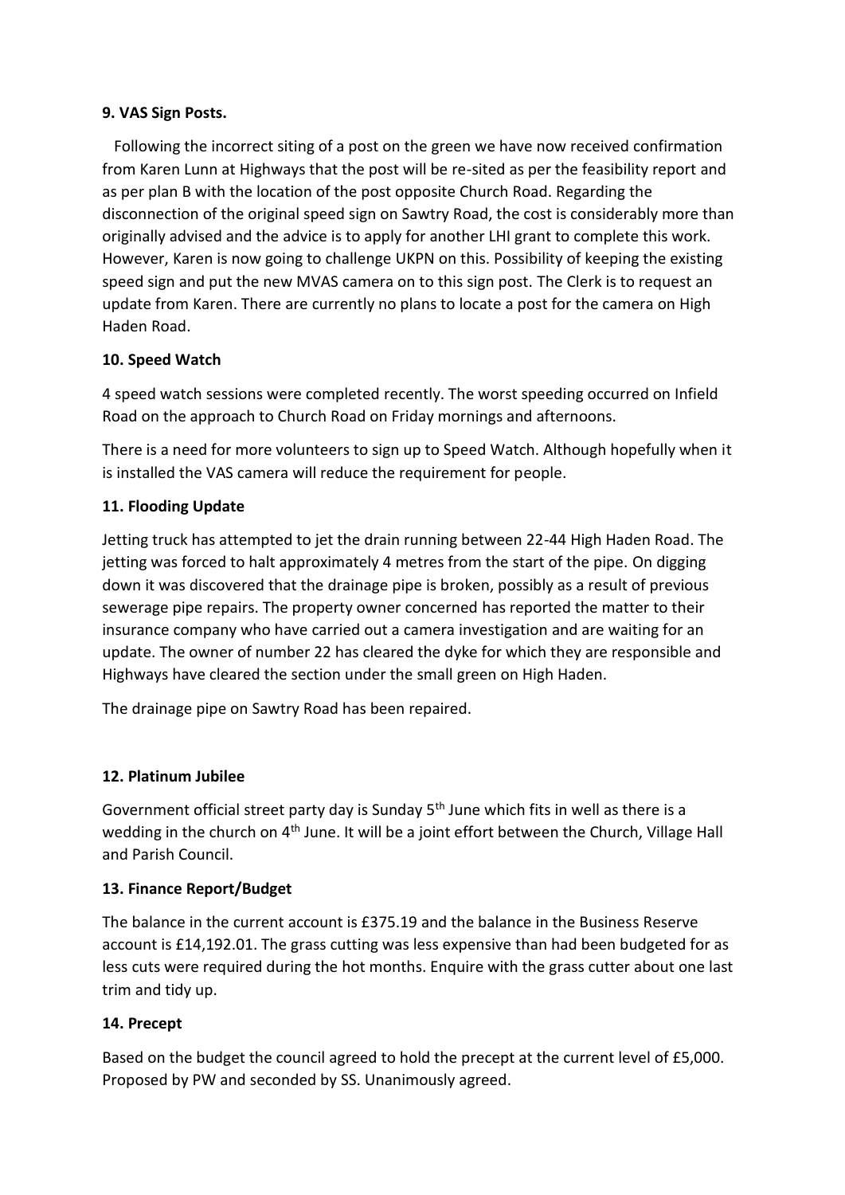**9. VAS Sign Posts.**

Following the incorrect siting of a post on the green we have now received confirmation from Karen Lunn at Highways that the post will be re-sited as per the feasibility report and as per plan B with the location of the post opposite Church Road. Regarding the disconnection of the original speed sign on Sawtry Road, the cost is considerably more than originally advised and the advice is to apply for another LHI grant to complete this work. However, Karen is now going to challenge UKPN on this. Possibility of keeping the existing speed sign and put the new MVAS camera on to this sign post. The Clerk is to request an update from Karen. There are currently no plans to locate a post for the camera on High Haden Road.

**10. Speed Watch**

4 speed watch sessions were completed recently. The worst speeding occurred on Infield Road on the approach to Church Road on Friday mornings and afternoons.

There is a need for more volunteers to sign up to Speed Watch. Although hopefully when it is installed the VAS camera will reduce the requirement for people.

**11. Flooding Update**

Jetting truck has attempted to jet the drain running between 22-44 High Haden Road. The jetting was forced to halt approximately 4 metres from the start of the pipe. On digging down it was discovered that the drainage pipe is broken, possibly as a result of previous sewerage pipe repairs. The property owner concerned has reported the matter to their insurance company who have carried out a camera investigation and are waiting for an update. The owner of number 22 has cleared the dyke for which they are responsible and Highways have cleared the section under the small green on High Haden.

The drainage pipe on Sawtry Road has been repaired.

**12. Platinum Jubilee**

Government official street party day is Sunday 5th June which fits in well as there is a wedding in the church on 4th June. It will be a joint effort between the Church, Village Hall and Parish Council.

**13. Finance Report/Budget**

The balance in the current account is £375.19 and the balance in the Business Reserve account is £14,192.01. The grass cutting was less expensive than had been budgeted for as less cuts were required during the hot months. Enquire with the grass cutter about one last trim and tidy up.

**14. Precept**

Based on the budget the council agreed to hold the precept at the current level of £5,000. Proposed by PW and seconded by SS. Unanimously agreed.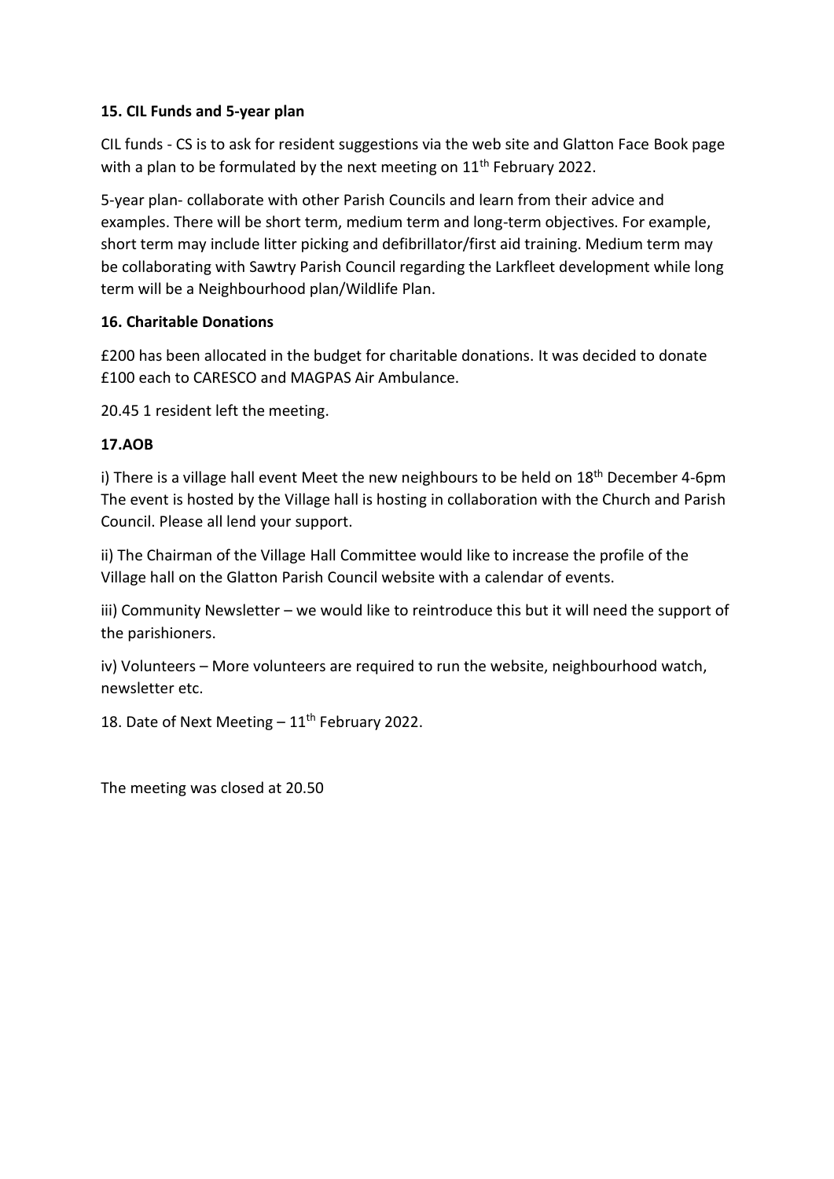### 15. CIL Funds and 5-year plan

CIL funds - CS is to ask for resident suggestions via the web site and Glatton Face Book page with a plan to be formulated by the next meeting on 11th February 2022.

5-year plan- collaborate with other Parish Councils and learn from their advice and examples. There will be short term, medium term and long-term objectives. For example, short term may include litter picking and defibrillator/first aid training. Medium term may be collaborating with Sawtry Parish Council regarding the Larkfleet development while long term will be a Neighbourhood plan/Wildlife Plan.

### 16. Charitable Donations

£200 has been allocated in the budget for charitable donations. It was decided to donate £100 each to CARESCO and MAGPAS Air Ambulance.

20.45 1 resident left the meeting.

### 17.AOB

i) There is a village hall event Meet the new neighbours to be held on 18th December 4-6pm The event is hosted by the Village hall is hosting in collaboration with the Church and Parish Council. Please all lend your support.

ii) The Chairman of the Village Hall Committee would like to increase the profile of the Village hall on the Glatton Parish Council website with a calendar of events.

iii) Community Newsletter – we would like to reintroduce this but it will need the support of the parishioners.

iv) Volunteers – More volunteers are required to run the website, neighbourhood watch, newsletter etc.

18. Date of Next Meeting – 11th February 2022.

The meeting was closed at 20.50